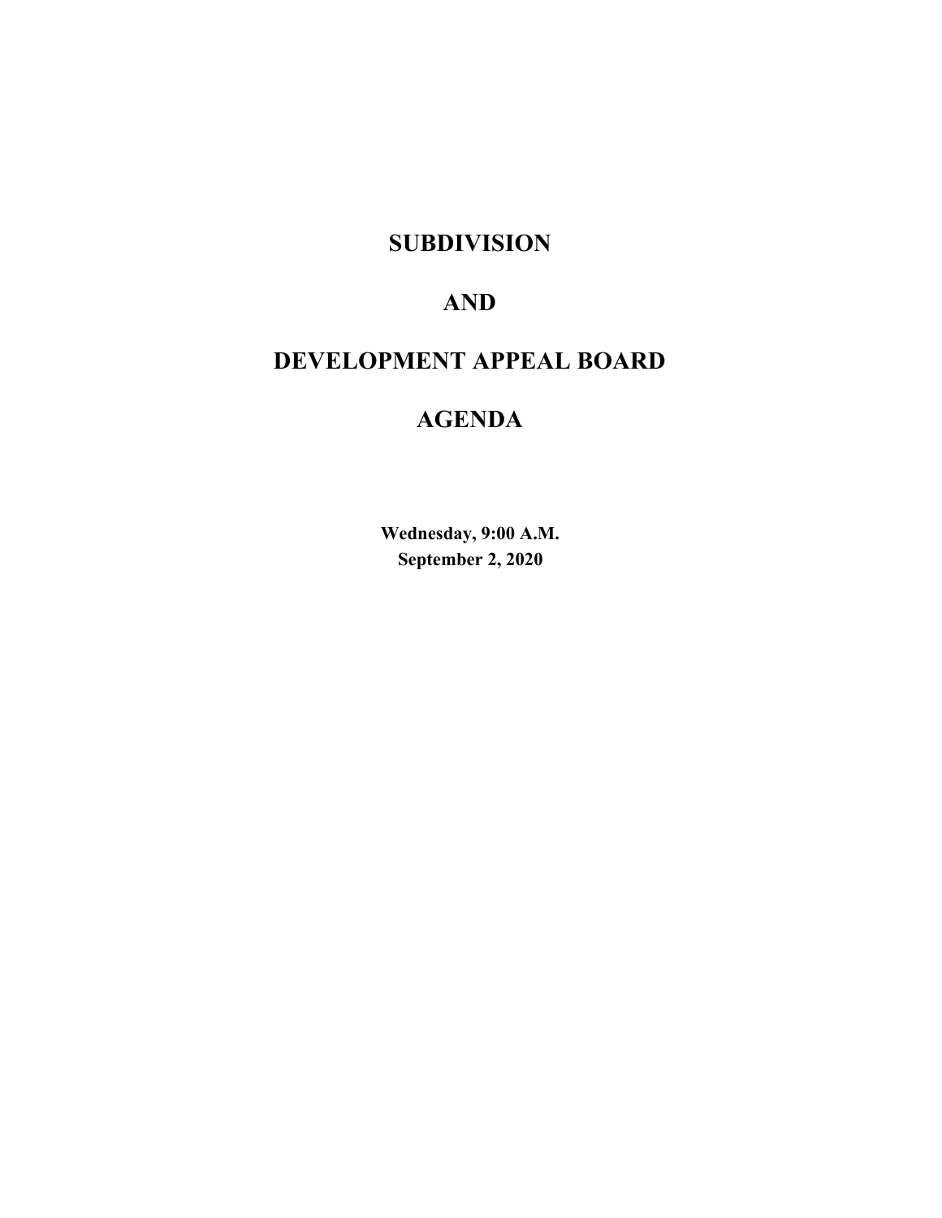# SUBDIVISION

# AND

# DEVELOPMENT APPEAL BOARD

# AGENDA

**Wednesday, 9:00 A.M.**
**September 2, 2020**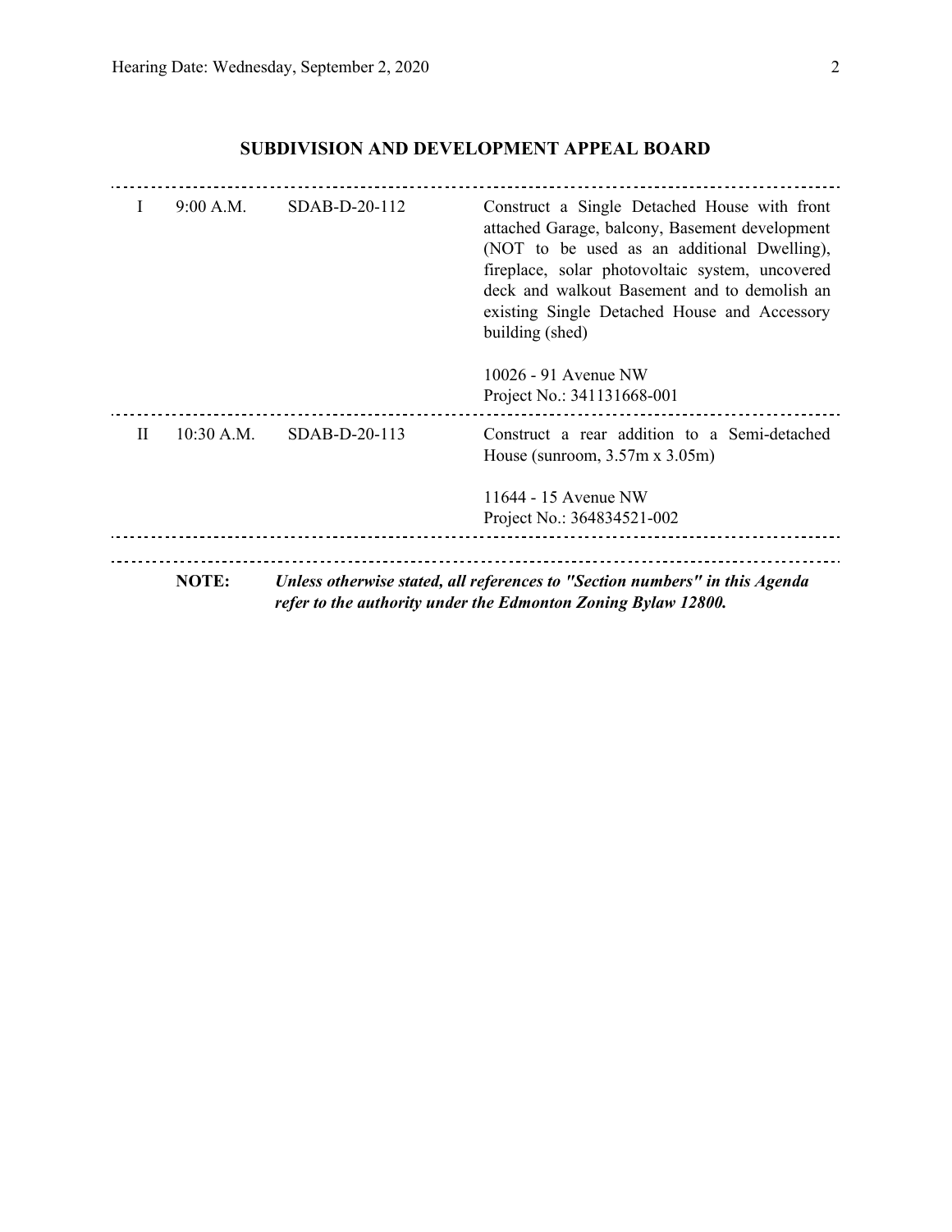## SUBDIVISION AND DEVELOPMENT APPEAL BOARD

| | | | |
|---|---|---|---|
| I | 9:00 A.M. | SDAB-D-20-112 | Construct a Single Detached House with front attached Garage, balcony, Basement development (NOT to be used as an additional Dwelling), fireplace, solar photovoltaic system, uncovered deck and walkout Basement and to demolish an existing Single Detached House and Accessory building (shed)<br><br>10026 - 91 Avenue NW<br>Project No.: 341131668-001 |
| II | 10:30 A.M. | SDAB-D-20-113 | Construct a rear addition to a Semi-detached House (sunroom, 3.57m x 3.05m)<br><br>11644 - 15 Avenue NW<br>Project No.: 364834521-002 |

**NOTE:** ***Unless otherwise stated, all references to "Section numbers" in this Agenda refer to the authority under the Edmonton Zoning Bylaw 12800.***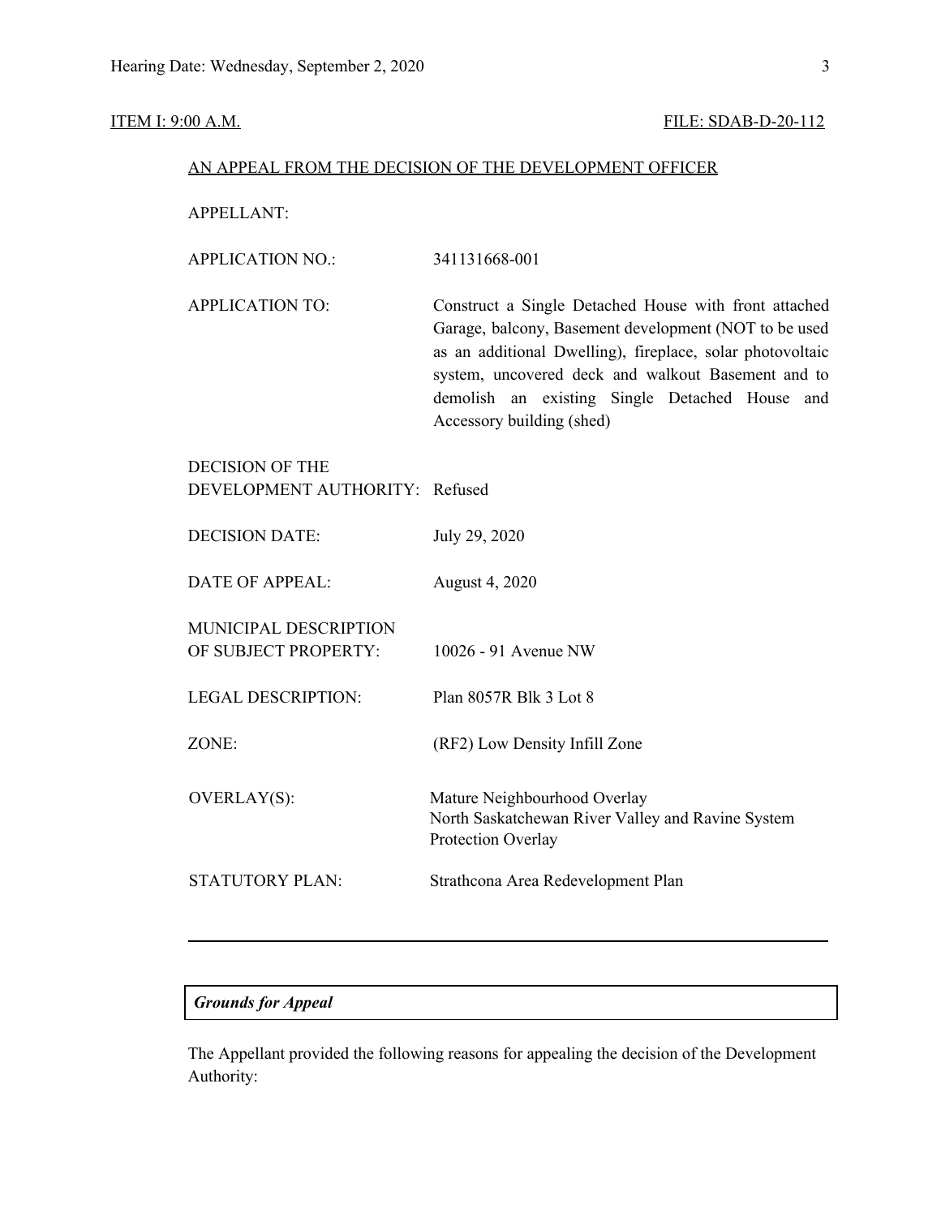ITEM I: 9:00 A.M. FILE: SDAB-D-20-112

AN APPEAL FROM THE DECISION OF THE DEVELOPMENT OFFICER

| | |
|---|---|
| APPELLANT: | |
| APPLICATION NO.: | 341131668-001 |
| APPLICATION TO: | Construct a Single Detached House with front attached Garage, balcony, Basement development (NOT to be used as an additional Dwelling), fireplace, solar photovoltaic system, uncovered deck and walkout Basement and to demolish an existing Single Detached House and Accessory building (shed) |
| DECISION OF THE DEVELOPMENT AUTHORITY: | Refused |
| DECISION DATE: | July 29, 2020 |
| DATE OF APPEAL: | August 4, 2020 |
| MUNICIPAL DESCRIPTION OF SUBJECT PROPERTY: | 10026 - 91 Avenue NW |
| LEGAL DESCRIPTION: | Plan 8057R Blk 3 Lot 8 |
| ZONE: | (RF2) Low Density Infill Zone |
| OVERLAY(S): | Mature Neighbourhood Overlay<br>North Saskatchewan River Valley and Ravine System Protection Overlay |
| STATUTORY PLAN: | Strathcona Area Redevelopment Plan |

---

***Grounds for Appeal***

The Appellant provided the following reasons for appealing the decision of the Development Authority: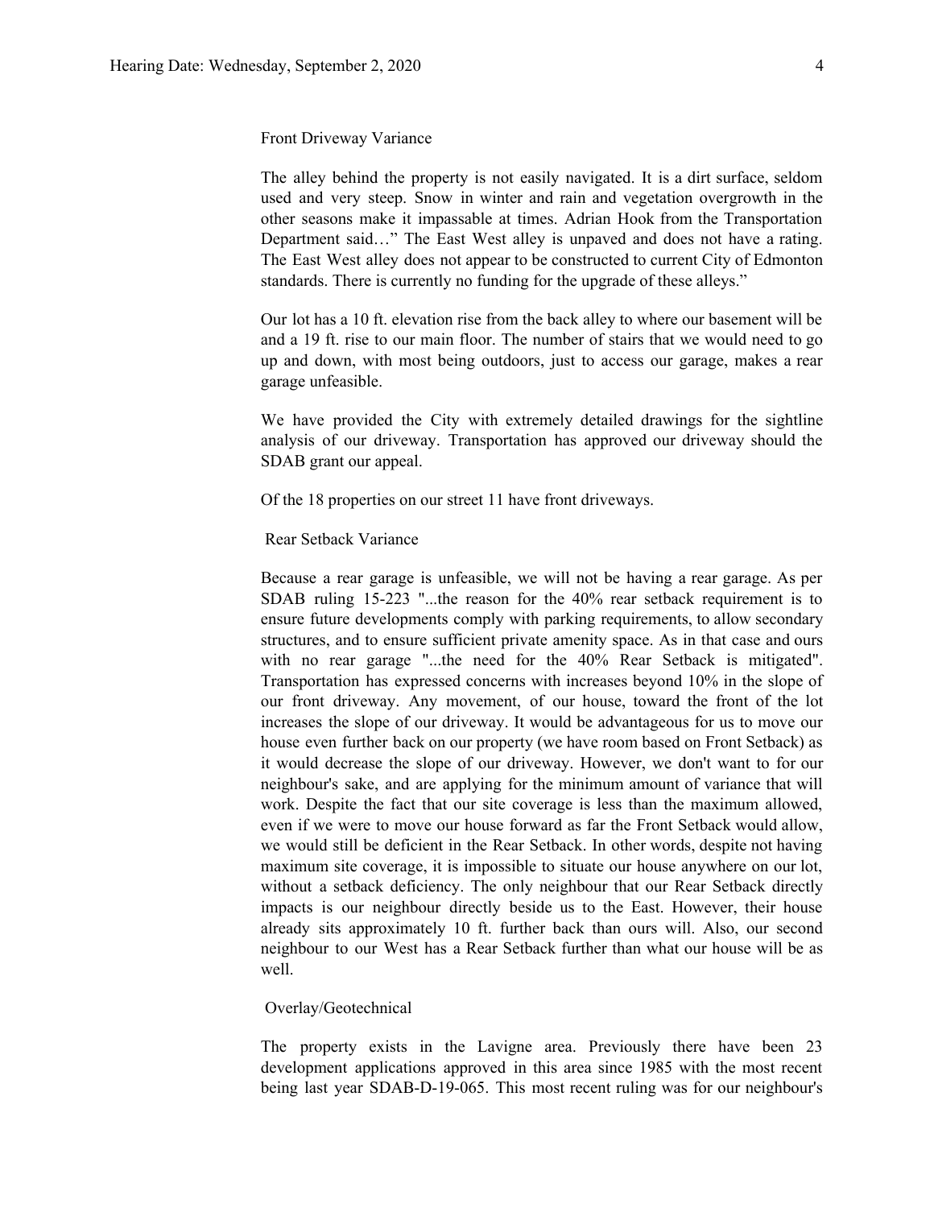Front Driveway Variance

The alley behind the property is not easily navigated. It is a dirt surface, seldom used and very steep. Snow in winter and rain and vegetation overgrowth in the other seasons make it impassable at times. Adrian Hook from the Transportation Department said…" The East West alley is unpaved and does not have a rating. The East West alley does not appear to be constructed to current City of Edmonton standards. There is currently no funding for the upgrade of these alleys."

Our lot has a 10 ft. elevation rise from the back alley to where our basement will be and a 19 ft. rise to our main floor. The number of stairs that we would need to go up and down, with most being outdoors, just to access our garage, makes a rear garage unfeasible.

We have provided the City with extremely detailed drawings for the sightline analysis of our driveway. Transportation has approved our driveway should the SDAB grant our appeal.

Of the 18 properties on our street 11 have front driveways.

Rear Setback Variance

Because a rear garage is unfeasible, we will not be having a rear garage. As per SDAB ruling 15-223 "...the reason for the 40% rear setback requirement is to ensure future developments comply with parking requirements, to allow secondary structures, and to ensure sufficient private amenity space. As in that case and ours with no rear garage "...the need for the 40% Rear Setback is mitigated". Transportation has expressed concerns with increases beyond 10% in the slope of our front driveway. Any movement, of our house, toward the front of the lot increases the slope of our driveway. It would be advantageous for us to move our house even further back on our property (we have room based on Front Setback) as it would decrease the slope of our driveway. However, we don't want to for our neighbour's sake, and are applying for the minimum amount of variance that will work. Despite the fact that our site coverage is less than the maximum allowed, even if we were to move our house forward as far the Front Setback would allow, we would still be deficient in the Rear Setback. In other words, despite not having maximum site coverage, it is impossible to situate our house anywhere on our lot, without a setback deficiency. The only neighbour that our Rear Setback directly impacts is our neighbour directly beside us to the East. However, their house already sits approximately 10 ft. further back than ours will. Also, our second neighbour to our West has a Rear Setback further than what our house will be as well.

Overlay/Geotechnical

The property exists in the Lavigne area. Previously there have been 23 development applications approved in this area since 1985 with the most recent being last year SDAB-D-19-065. This most recent ruling was for our neighbour's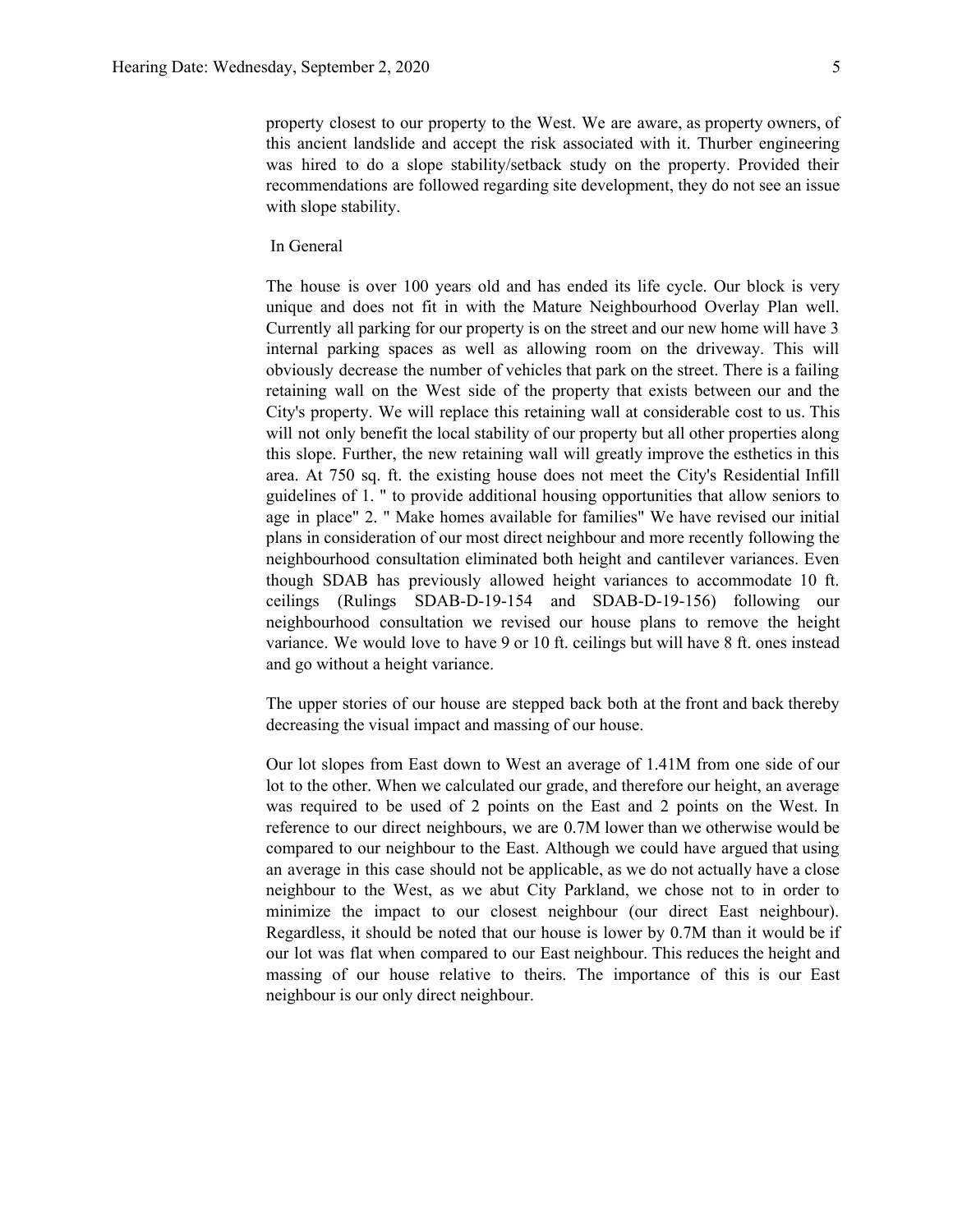property closest to our property to the West. We are aware, as property owners, of this ancient landslide and accept the risk associated with it. Thurber engineering was hired to do a slope stability/setback study on the property. Provided their recommendations are followed regarding site development, they do not see an issue with slope stability.

In General

The house is over 100 years old and has ended its life cycle. Our block is very unique and does not fit in with the Mature Neighbourhood Overlay Plan well. Currently all parking for our property is on the street and our new home will have 3 internal parking spaces as well as allowing room on the driveway. This will obviously decrease the number of vehicles that park on the street. There is a failing retaining wall on the West side of the property that exists between our and the City's property. We will replace this retaining wall at considerable cost to us. This will not only benefit the local stability of our property but all other properties along this slope. Further, the new retaining wall will greatly improve the esthetics in this area. At 750 sq. ft. the existing house does not meet the City's Residential Infill guidelines of 1. " to provide additional housing opportunities that allow seniors to age in place" 2. " Make homes available for families" We have revised our initial plans in consideration of our most direct neighbour and more recently following the neighbourhood consultation eliminated both height and cantilever variances. Even though SDAB has previously allowed height variances to accommodate 10 ft. ceilings (Rulings SDAB-D-19-154 and SDAB-D-19-156) following our neighbourhood consultation we revised our house plans to remove the height variance. We would love to have 9 or 10 ft. ceilings but will have 8 ft. ones instead and go without a height variance.

The upper stories of our house are stepped back both at the front and back thereby decreasing the visual impact and massing of our house.

Our lot slopes from East down to West an average of 1.41M from one side of our lot to the other. When we calculated our grade, and therefore our height, an average was required to be used of 2 points on the East and 2 points on the West. In reference to our direct neighbours, we are 0.7M lower than we otherwise would be compared to our neighbour to the East. Although we could have argued that using an average in this case should not be applicable, as we do not actually have a close neighbour to the West, as we abut City Parkland, we chose not to in order to minimize the impact to our closest neighbour (our direct East neighbour). Regardless, it should be noted that our house is lower by 0.7M than it would be if our lot was flat when compared to our East neighbour. This reduces the height and massing of our house relative to theirs. The importance of this is our East neighbour is our only direct neighbour.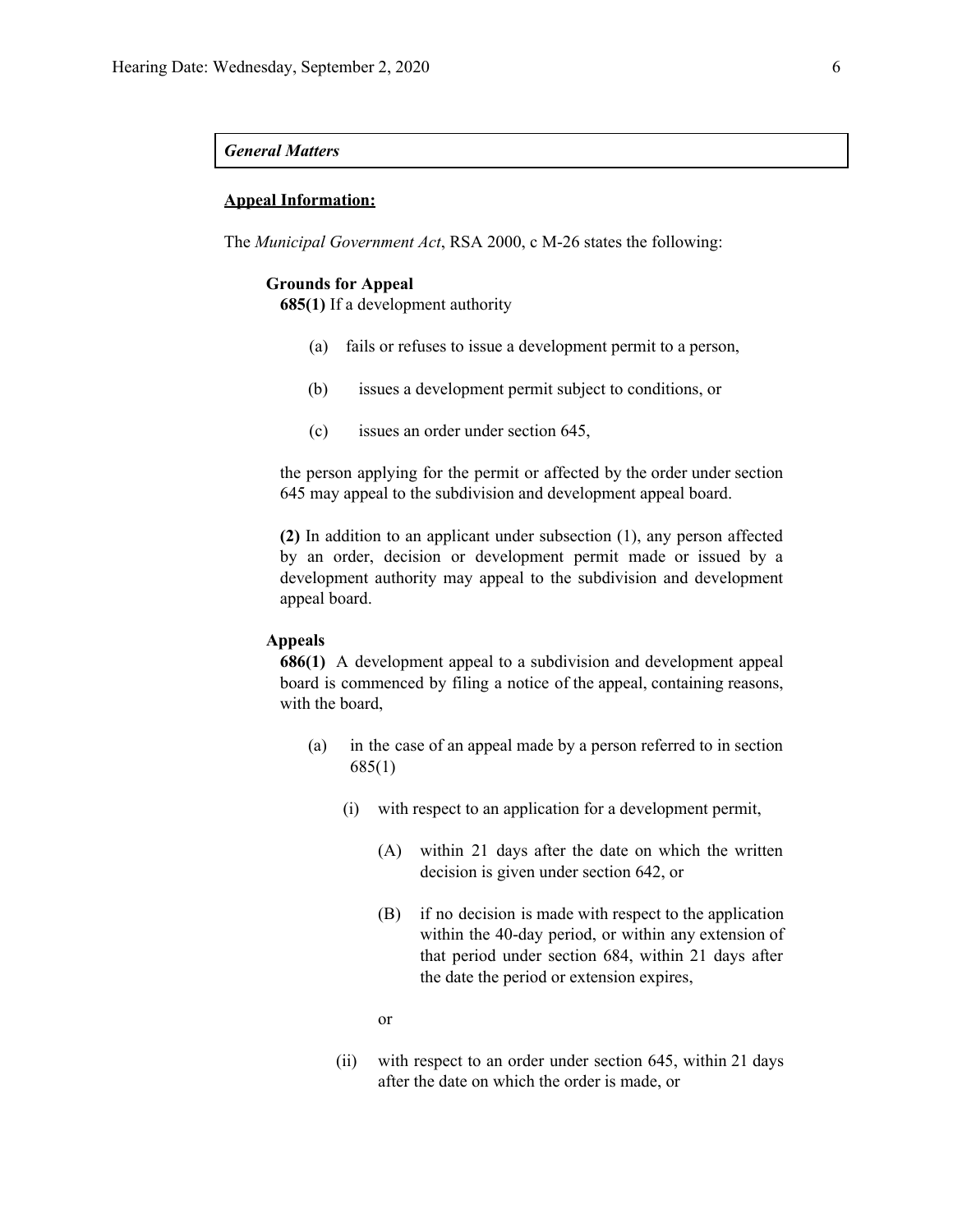*General Matters*

**Appeal Information:**

The *Municipal Government Act*, RSA 2000, c M-26 states the following:

**Grounds for Appeal**

**685(1)** If a development authority

(a) fails or refuses to issue a development permit to a person,

(b) issues a development permit subject to conditions, or

(c) issues an order under section 645,

the person applying for the permit or affected by the order under section 645 may appeal to the subdivision and development appeal board.

**(2)** In addition to an applicant under subsection (1), any person affected by an order, decision or development permit made or issued by a development authority may appeal to the subdivision and development appeal board.

**Appeals**

**686(1)** A development appeal to a subdivision and development appeal board is commenced by filing a notice of the appeal, containing reasons, with the board,

(a) in the case of an appeal made by a person referred to in section 685(1)

(i) with respect to an application for a development permit,

(A) within 21 days after the date on which the written decision is given under section 642, or

(B) if no decision is made with respect to the application within the 40-day period, or within any extension of that period under section 684, within 21 days after the date the period or extension expires,

or

(ii) with respect to an order under section 645, within 21 days after the date on which the order is made, or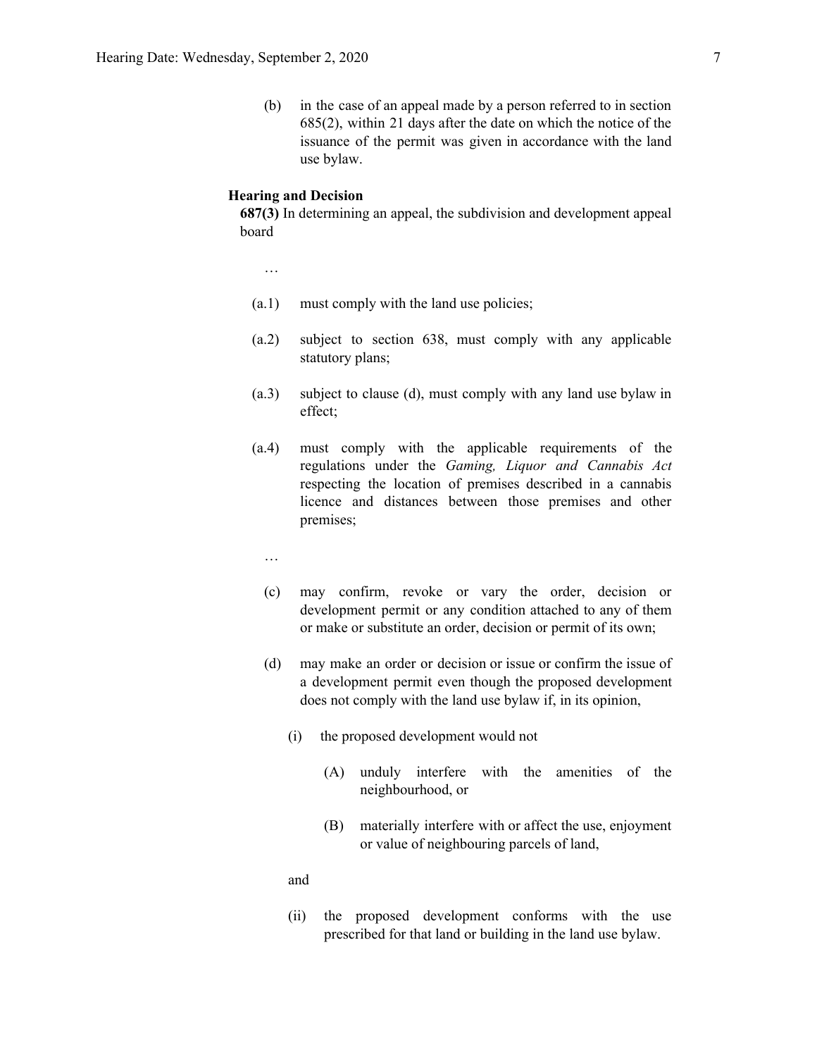(b) in the case of an appeal made by a person referred to in section 685(2), within 21 days after the date on which the notice of the issuance of the permit was given in accordance with the land use bylaw.

**Hearing and Decision**

**687(3)** In determining an appeal, the subdivision and development appeal board

…

(a.1) must comply with the land use policies;

(a.2) subject to section 638, must comply with any applicable statutory plans;

(a.3) subject to clause (d), must comply with any land use bylaw in effect;

(a.4) must comply with the applicable requirements of the regulations under the *Gaming, Liquor and Cannabis Act* respecting the location of premises described in a cannabis licence and distances between those premises and other premises;

…

(c) may confirm, revoke or vary the order, decision or development permit or any condition attached to any of them or make or substitute an order, decision or permit of its own;

(d) may make an order or decision or issue or confirm the issue of a development permit even though the proposed development does not comply with the land use bylaw if, in its opinion,

(i) the proposed development would not

(A) unduly interfere with the amenities of the neighbourhood, or

(B) materially interfere with or affect the use, enjoyment or value of neighbouring parcels of land,

and

(ii) the proposed development conforms with the use prescribed for that land or building in the land use bylaw.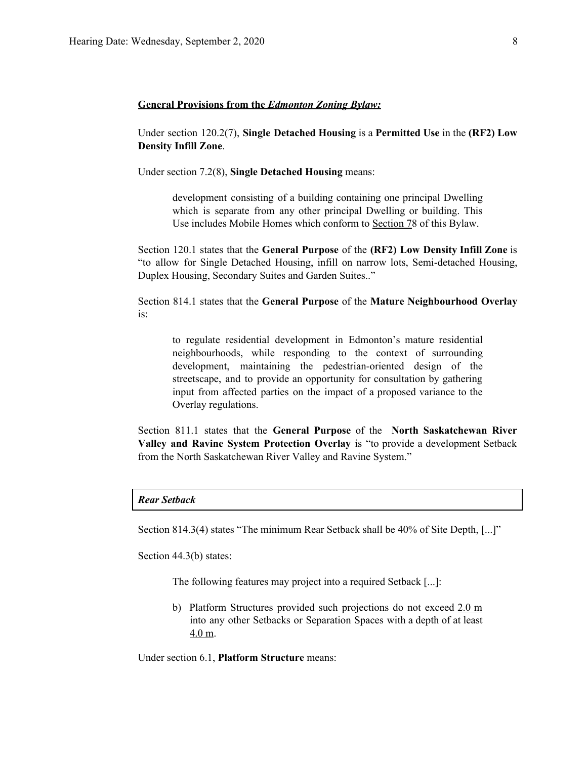**General Provisions from the *Edmonton Zoning Bylaw:***

Under section 120.2(7), **Single Detached Housing** is a **Permitted Use** in the **(RF2) Low Density Infill Zone**.

Under section 7.2(8), **Single Detached Housing** means:

> development consisting of a building containing one principal Dwelling which is separate from any other principal Dwelling or building. This Use includes Mobile Homes which conform to Section 78 of this Bylaw.

Section 120.1 states that the **General Purpose** of the **(RF2) Low Density Infill Zone** is "to allow for Single Detached Housing, infill on narrow lots, Semi-detached Housing, Duplex Housing, Secondary Suites and Garden Suites.."

Section 814.1 states that the **General Purpose** of the **Mature Neighbourhood Overlay** is:

> to regulate residential development in Edmonton's mature residential neighbourhoods, while responding to the context of surrounding development, maintaining the pedestrian-oriented design of the streetscape, and to provide an opportunity for consultation by gathering input from affected parties on the impact of a proposed variance to the Overlay regulations.

Section 811.1 states that the **General Purpose** of the **North Saskatchewan River Valley and Ravine System Protection Overlay** is "to provide a development Setback from the North Saskatchewan River Valley and Ravine System."

***Rear Setback***

Section 814.3(4) states "The minimum Rear Setback shall be 40% of Site Depth, [...]"

Section 44.3(b) states:

> The following features may project into a required Setback [...]:
>
> b) Platform Structures provided such projections do not exceed 2.0 m into any other Setbacks or Separation Spaces with a depth of at least 4.0 m.

Under section 6.1, **Platform Structure** means: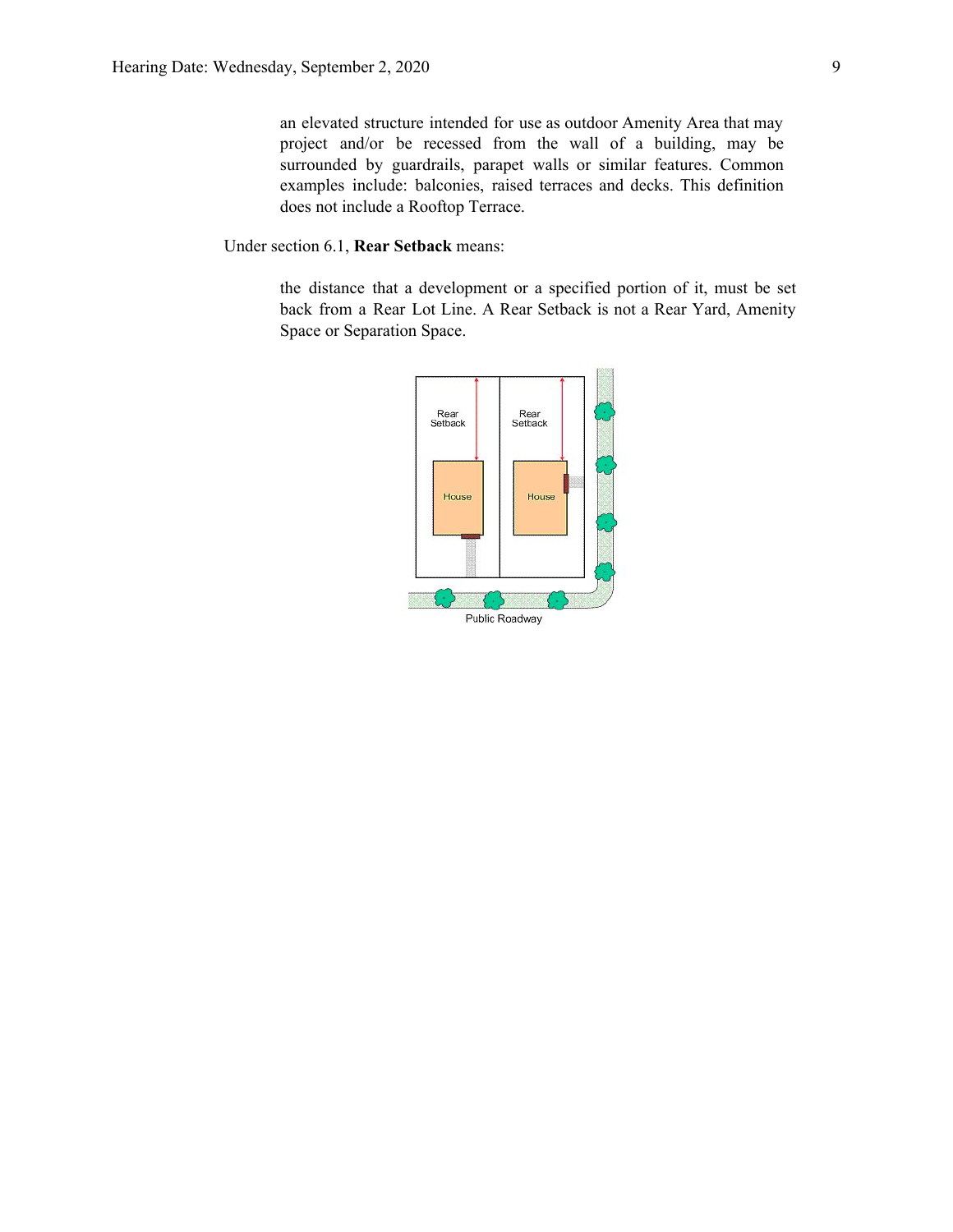an elevated structure intended for use as outdoor Amenity Area that may project and/or be recessed from the wall of a building, may be surrounded by guardrails, parapet walls or similar features. Common examples include: balconies, raised terraces and decks. This definition does not include a Rooftop Terrace.

Under section 6.1, **Rear Setback** means:

> the distance that a development or a specified portion of it, must be set back from a Rear Lot Line. A Rear Setback is not a Rear Yard, Amenity Space or Separation Space.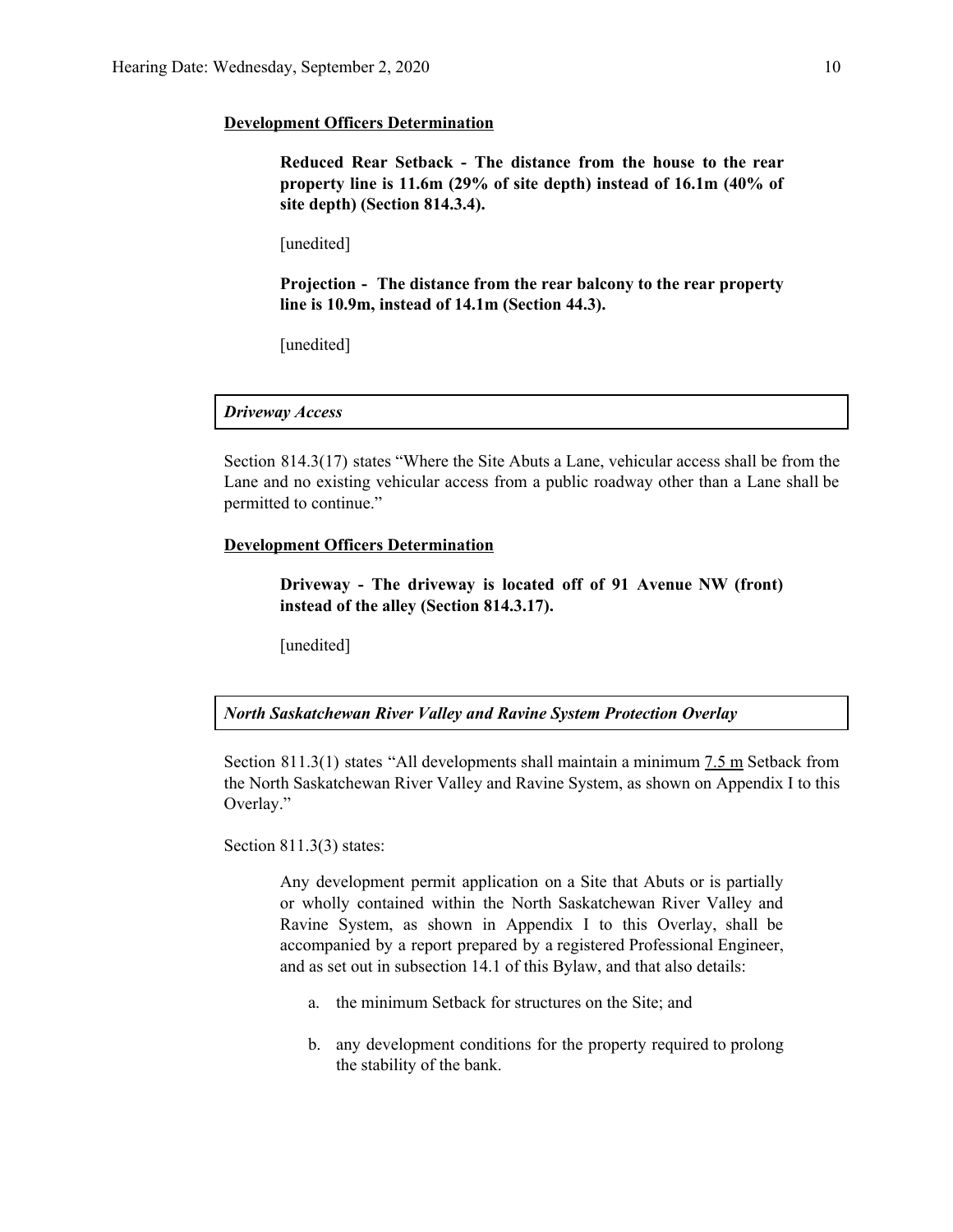**<u>Development Officers Determination</u>**

> **Reduced Rear Setback - The distance from the house to the rear property line is 11.6m (29% of site depth) instead of 16.1m (40% of site depth) (Section 814.3.4).**
>
> [unedited]
>
> **Projection - The distance from the rear balcony to the rear property line is 10.9m, instead of 14.1m (Section 44.3).**
>
> [unedited]

***Driveway Access***

Section 814.3(17) states "Where the Site Abuts a Lane, vehicular access shall be from the Lane and no existing vehicular access from a public roadway other than a Lane shall be permitted to continue."

**<u>Development Officers Determination</u>**

> **Driveway - The driveway is located off of 91 Avenue NW (front) instead of the alley (Section 814.3.17).**
>
> [unedited]

***North Saskatchewan River Valley and Ravine System Protection Overlay***

Section 811.3(1) states "All developments shall maintain a minimum <u>7.5 m</u> Setback from the North Saskatchewan River Valley and Ravine System, as shown on Appendix I to this Overlay."

Section 811.3(3) states:

> Any development permit application on a Site that Abuts or is partially or wholly contained within the North Saskatchewan River Valley and Ravine System, as shown in Appendix I to this Overlay, shall be accompanied by a report prepared by a registered Professional Engineer, and as set out in subsection 14.1 of this Bylaw, and that also details:
>
> a. the minimum Setback for structures on the Site; and
>
> b. any development conditions for the property required to prolong the stability of the bank.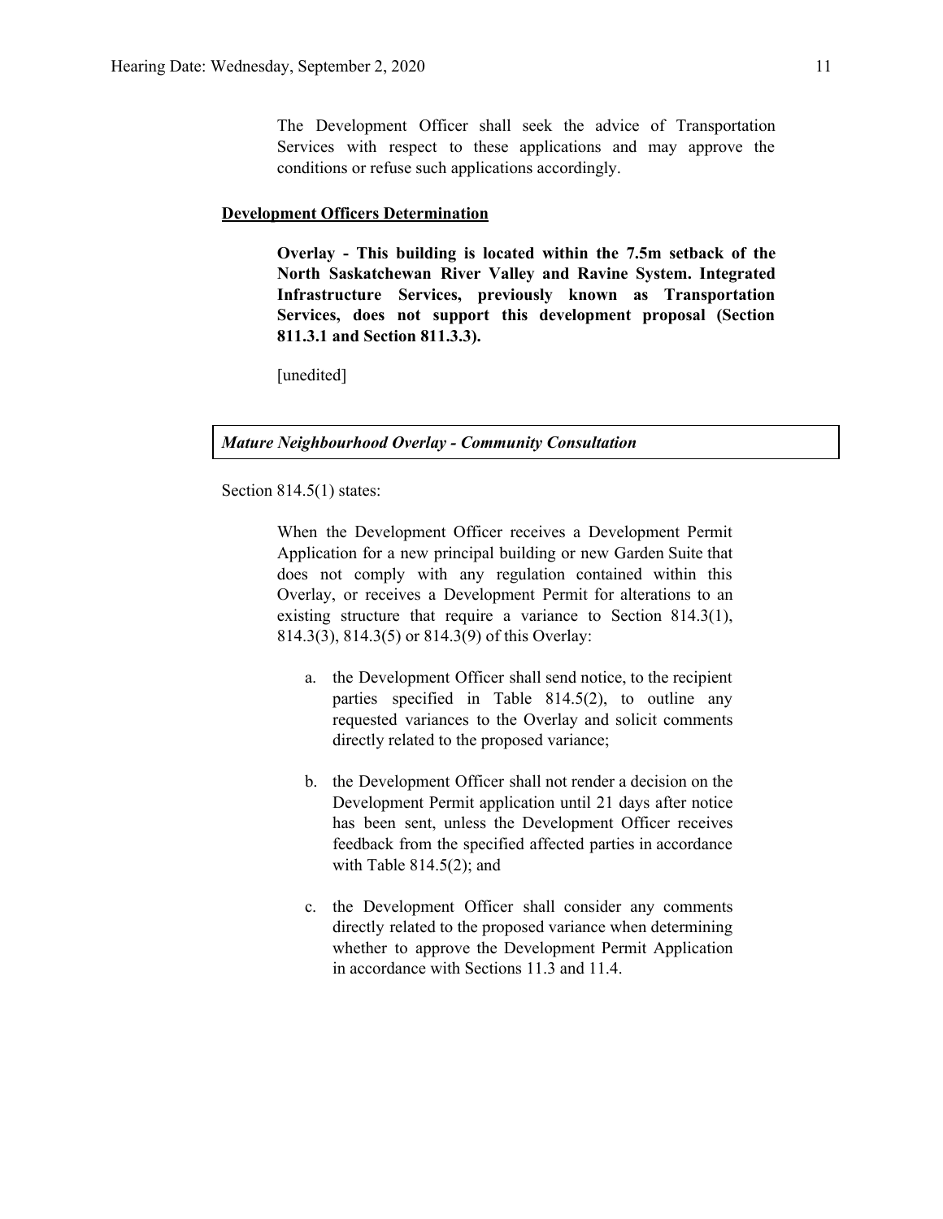The Development Officer shall seek the advice of Transportation Services with respect to these applications and may approve the conditions or refuse such applications accordingly.

**Development Officers Determination**

**Overlay - This building is located within the 7.5m setback of the North Saskatchewan River Valley and Ravine System. Integrated Infrastructure Services, previously known as Transportation Services, does not support this development proposal (Section 811.3.1 and Section 811.3.3).**

[unedited]

***Mature Neighbourhood Overlay - Community Consultation***

Section 814.5(1) states:

When the Development Officer receives a Development Permit Application for a new principal building or new Garden Suite that does not comply with any regulation contained within this Overlay, or receives a Development Permit for alterations to an existing structure that require a variance to Section 814.3(1), 814.3(3), 814.3(5) or 814.3(9) of this Overlay:

a. the Development Officer shall send notice, to the recipient parties specified in Table 814.5(2), to outline any requested variances to the Overlay and solicit comments directly related to the proposed variance;

b. the Development Officer shall not render a decision on the Development Permit application until 21 days after notice has been sent, unless the Development Officer receives feedback from the specified affected parties in accordance with Table 814.5(2); and

c. the Development Officer shall consider any comments directly related to the proposed variance when determining whether to approve the Development Permit Application in accordance with Sections 11.3 and 11.4.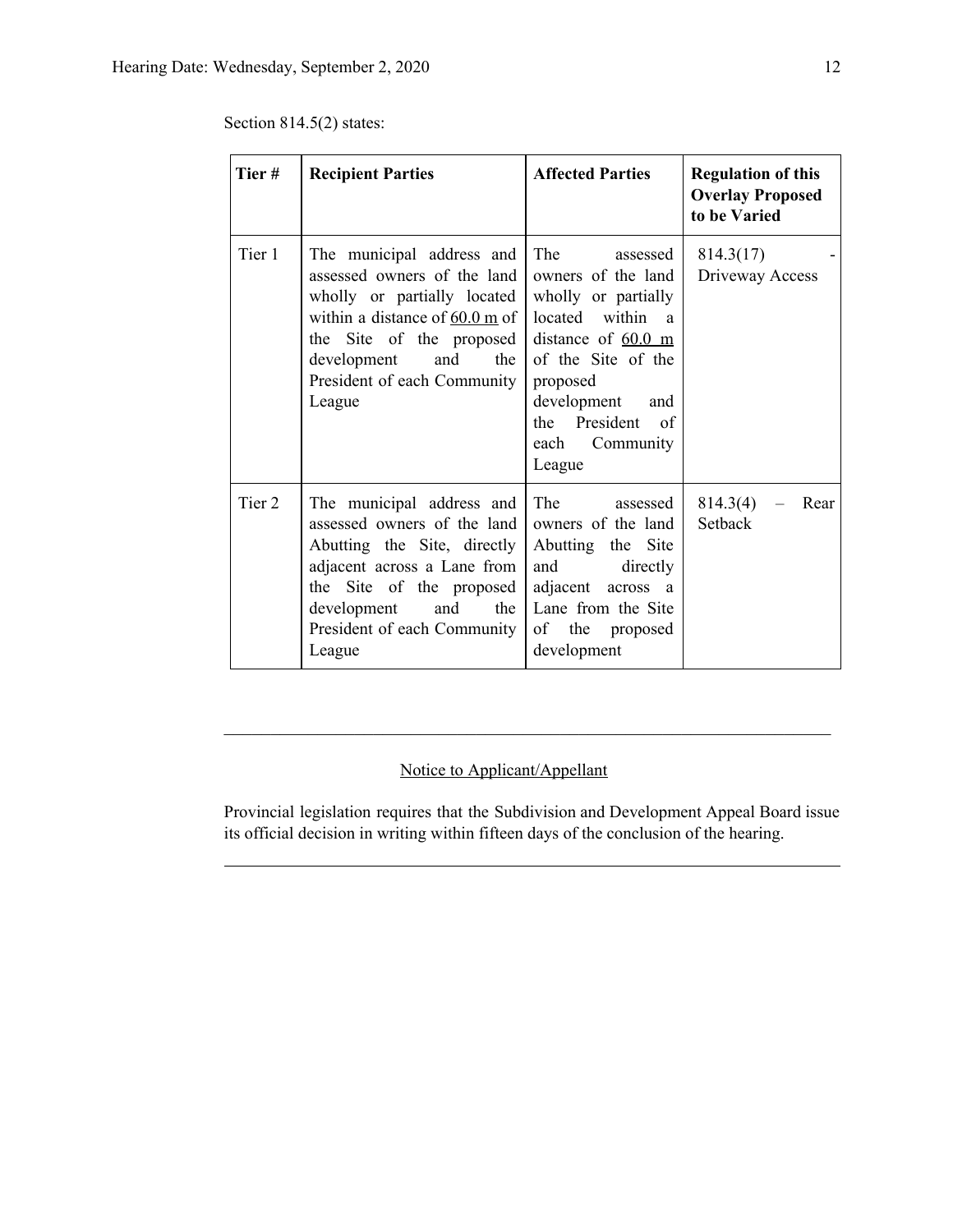Section 814.5(2) states:

| Tier # | Recipient Parties | Affected Parties | Regulation of this Overlay Proposed to be Varied |
|---|---|---|---|
| Tier 1 | The municipal address and assessed owners of the land wholly or partially located within a distance of 60.0 m of the Site of the proposed development and the President of each Community League | The assessed owners of the land wholly or partially located within a distance of 60.0 m of the Site of the proposed development and the President of each Community League | 814.3(17) - Driveway Access |
| Tier 2 | The municipal address and assessed owners of the land Abutting the Site, directly adjacent across a Lane from the Site of the proposed development and the President of each Community League | The assessed owners of the land Abutting the Site and directly adjacent across a Lane from the Site of the proposed development | 814.3(4) – Rear Setback |

---

Notice to Applicant/Appellant

Provincial legislation requires that the Subdivision and Development Appeal Board issue its official decision in writing within fifteen days of the conclusion of the hearing.

---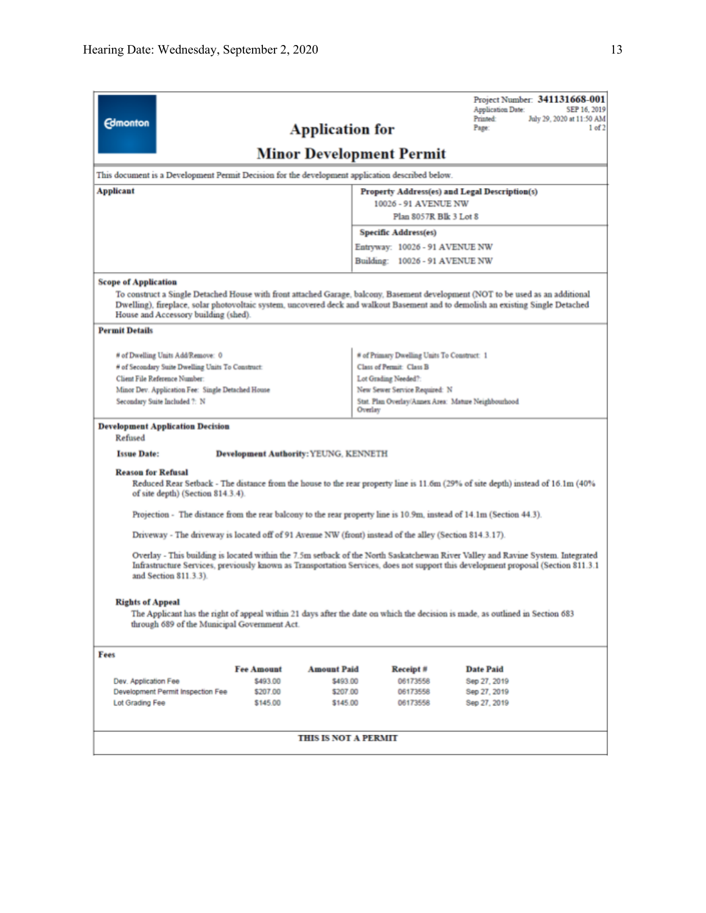Project Number: **341131668-001**
Application Date: SEP 16, 2019
Printed: July 29, 2020 at 11:50 AM
Page: 1 of 2

Edmonton

# Application for Minor Development Permit

This document is a Development Permit Decision for the development application described below.

**Applicant**

**Property Address(es) and Legal Description(s)**
10026 - 91 AVENUE NW
Plan 8057R Blk 3 Lot 8

**Specific Address(es)**
Entryway: 10026 - 91 AVENUE NW
Building: 10026 - 91 AVENUE NW

**Scope of Application**

To construct a Single Detached House with front attached Garage, balcony, Basement development (NOT to be used as an additional Dwelling), fireplace, solar photovoltaic system, uncovered deck and walkout Basement and to demolish an existing Single Detached House and Accessory building (shed).

**Permit Details**

| | |
|---|---|
| # of Dwelling Units Add/Remove: 0 | # of Primary Dwelling Units To Construct: 1 |
| # of Secondary Suite Dwelling Units To Construct: | Class of Permit: Class B |
| Client File Reference Number: | Lot Grading Needed?: |
| Minor Dev. Application Fee: Single Detached House | New Sewer Service Required: N |
| Secondary Suite Included ?: N | Stat. Plan Overlay/Annex Area: Mature Neighbourhood Overlay |

**Development Application Decision**

Refused

**Issue Date:** **Development Authority:** YEUNG, KENNETH

**Reason for Refusal**

Reduced Rear Setback - The distance from the house to the rear property line is 11.6m (29% of site depth) instead of 16.1m (40% of site depth) (Section 814.3.4).

Projection - The distance from the rear balcony to the rear property line is 10.9m, instead of 14.1m (Section 44.3).

Driveway - The driveway is located off of 91 Avenue NW (front) instead of the alley (Section 814.3.17).

Overlay - This building is located within the 7.5m setback of the North Saskatchewan River Valley and Ravine System. Integrated Infrastructure Services, previously known as Transportation Services, does not support this development proposal (Section 811.3.1 and Section 811.3.3).

**Rights of Appeal**

The Applicant has the right of appeal within 21 days after the date on which the decision is made, as outlined in Section 683 through 689 of the Municipal Government Act.

**Fees**

| | Fee Amount | Amount Paid | Receipt # | Date Paid |
|---|---|---|---|---|
| Dev. Application Fee | $493.00 | $493.00 | 06173558 | Sep 27, 2019 |
| Development Permit Inspection Fee | $207.00 | $207.00 | 06173558 | Sep 27, 2019 |
| Lot Grading Fee | $145.00 | $145.00 | 06173558 | Sep 27, 2019 |

**THIS IS NOT A PERMIT**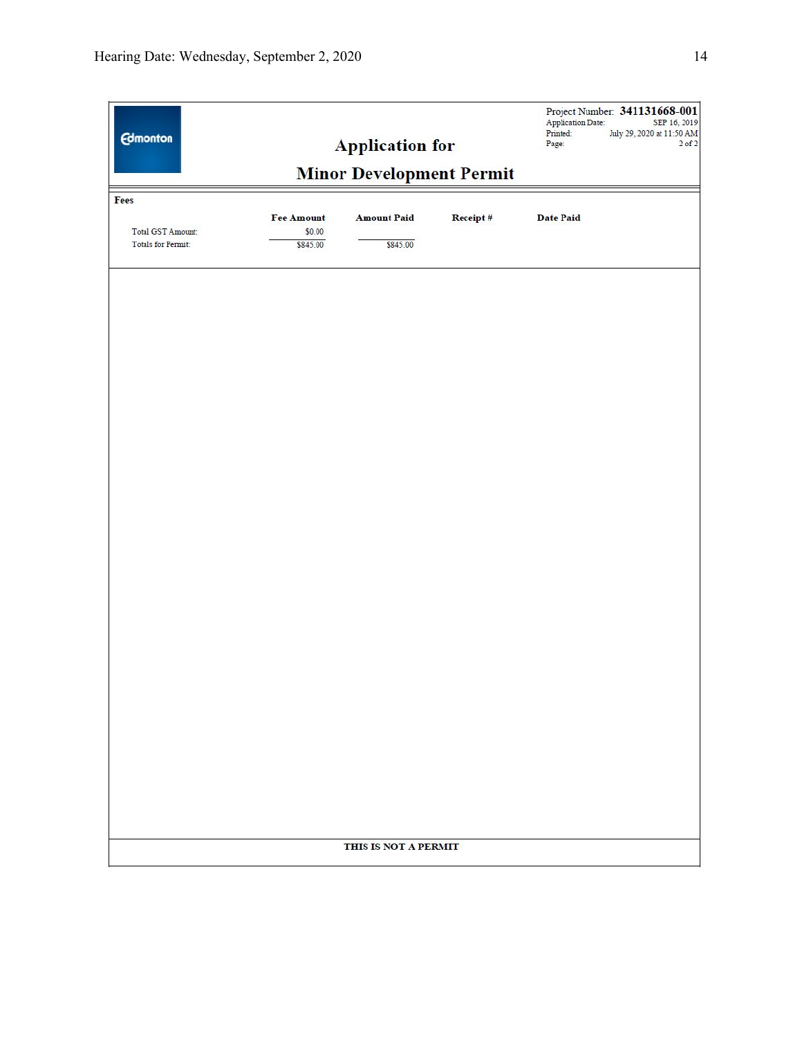Edmonton

Project Number: **341131668-001**
Application Date: SEP 16, 2019
Printed: July 29, 2020 at 11:50 AM

# Application for Minor Development Permit

**Fees**

| | Fee Amount | Amount Paid | Receipt # | Date Paid |
|---|---|---|---|---|
| Total GST Amount: | $0.00 | | | |
| Totals for Permit: | $845.00 | $845.00 | | |

**THIS IS NOT A PERMIT**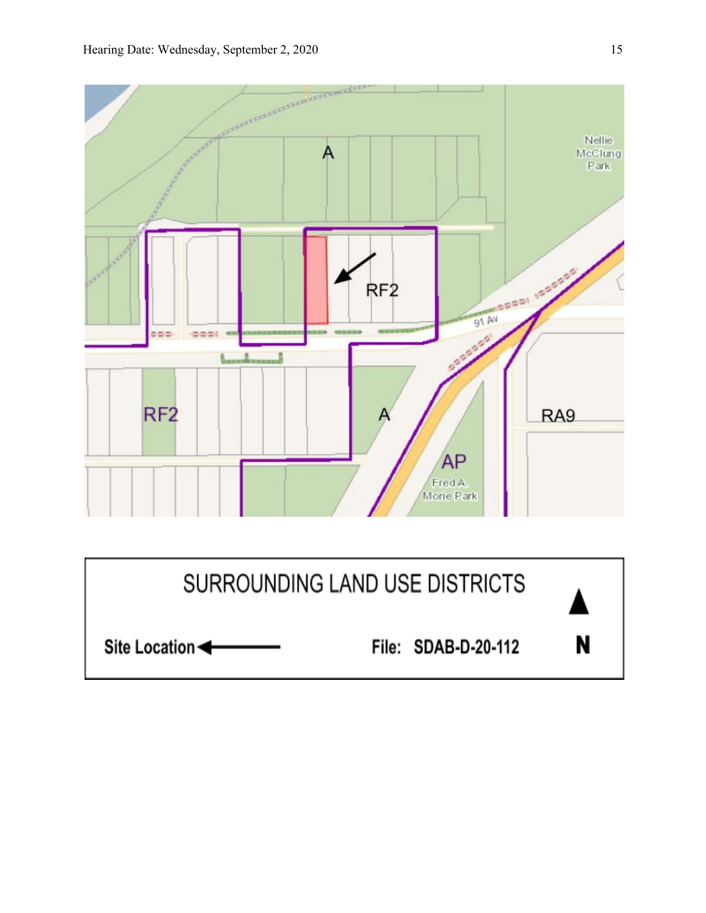SURROUNDING LAND USE DISTRICTS

Site Location ⟵

File: SDAB-D-20-112

N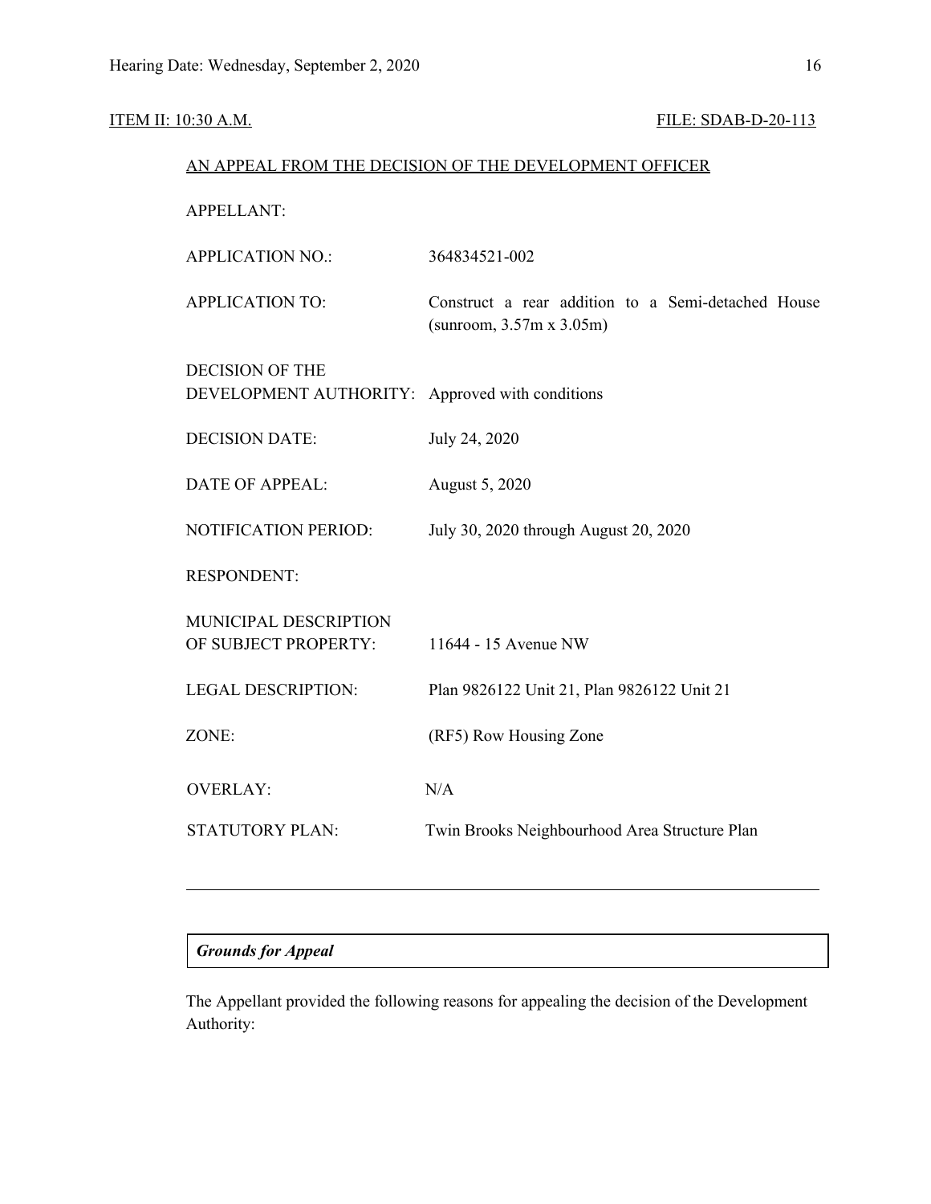ITEM II: 10:30 A.M. FILE: SDAB-D-20-113

AN APPEAL FROM THE DECISION OF THE DEVELOPMENT OFFICER

| | |
|---|---|
| APPELLANT: | |
| APPLICATION NO.: | 364834521-002 |
| APPLICATION TO: | Construct a rear addition to a Semi-detached House (sunroom, 3.57m x 3.05m) |
| DECISION OF THE DEVELOPMENT AUTHORITY: | Approved with conditions |
| DECISION DATE: | July 24, 2020 |
| DATE OF APPEAL: | August 5, 2020 |
| NOTIFICATION PERIOD: | July 30, 2020 through August 20, 2020 |
| RESPONDENT: | |
| MUNICIPAL DESCRIPTION OF SUBJECT PROPERTY: | 11644 - 15 Avenue NW |
| LEGAL DESCRIPTION: | Plan 9826122 Unit 21, Plan 9826122 Unit 21 |
| ZONE: | (RF5) Row Housing Zone |
| OVERLAY: | N/A |
| STATUTORY PLAN: | Twin Brooks Neighbourhood Area Structure Plan |

---

***Grounds for Appeal***

The Appellant provided the following reasons for appealing the decision of the Development Authority: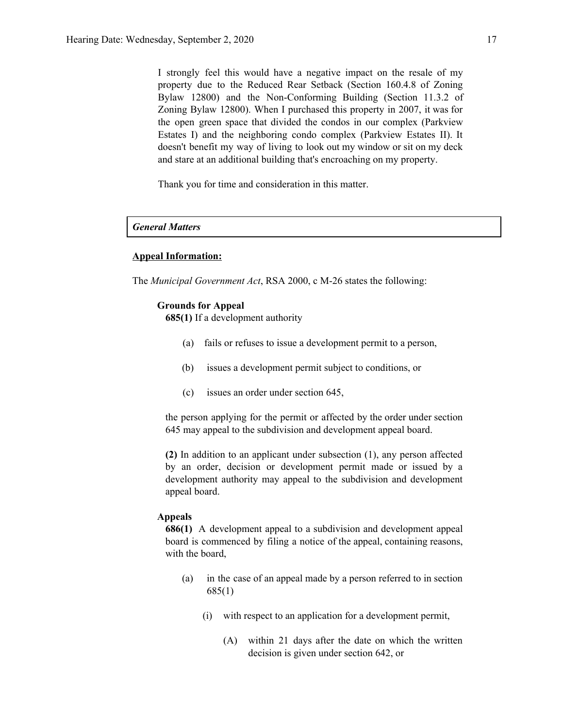I strongly feel this would have a negative impact on the resale of my property due to the Reduced Rear Setback (Section 160.4.8 of Zoning Bylaw 12800) and the Non-Conforming Building (Section 11.3.2 of Zoning Bylaw 12800). When I purchased this property in 2007, it was for the open green space that divided the condos in our complex (Parkview Estates I) and the neighboring condo complex (Parkview Estates II). It doesn't benefit my way of living to look out my window or sit on my deck and stare at an additional building that's encroaching on my property.

Thank you for time and consideration in this matter.

***General Matters***

**Appeal Information:**

The *Municipal Government Act*, RSA 2000, c M-26 states the following:

**Grounds for Appeal**

**685(1)** If a development authority

(a) fails or refuses to issue a development permit to a person,

(b) issues a development permit subject to conditions, or

(c) issues an order under section 645,

the person applying for the permit or affected by the order under section 645 may appeal to the subdivision and development appeal board.

**(2)** In addition to an applicant under subsection (1), any person affected by an order, decision or development permit made or issued by a development authority may appeal to the subdivision and development appeal board.

**Appeals**

**686(1)** A development appeal to a subdivision and development appeal board is commenced by filing a notice of the appeal, containing reasons, with the board,

(a) in the case of an appeal made by a person referred to in section 685(1)

(i) with respect to an application for a development permit,

(A) within 21 days after the date on which the written decision is given under section 642, or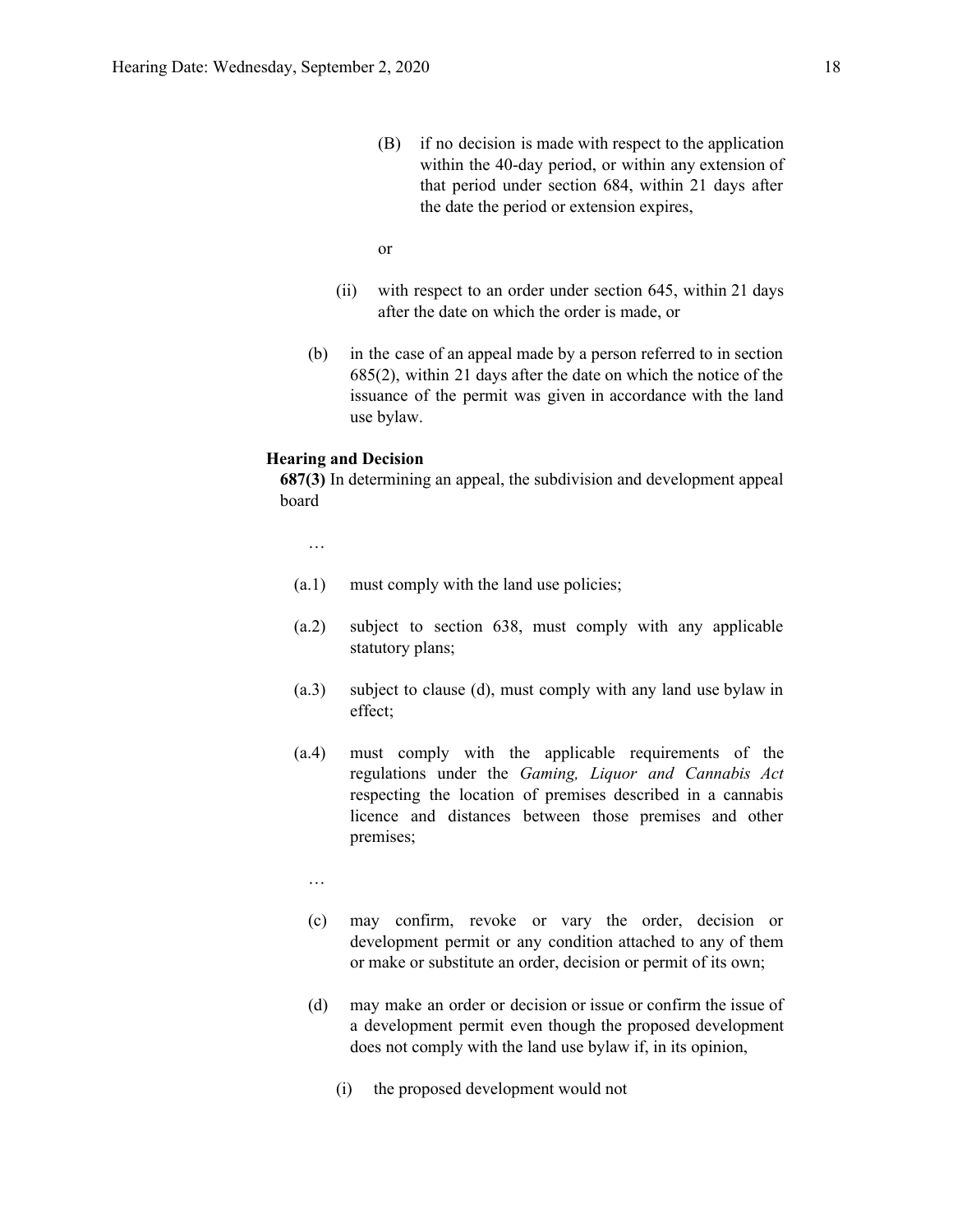(B) if no decision is made with respect to the application within the 40-day period, or within any extension of that period under section 684, within 21 days after the date the period or extension expires,

or

(ii) with respect to an order under section 645, within 21 days after the date on which the order is made, or

(b) in the case of an appeal made by a person referred to in section 685(2), within 21 days after the date on which the notice of the issuance of the permit was given in accordance with the land use bylaw.

**Hearing and Decision**

**687(3)** In determining an appeal, the subdivision and development appeal board

…

(a.1) must comply with the land use policies;

(a.2) subject to section 638, must comply with any applicable statutory plans;

(a.3) subject to clause (d), must comply with any land use bylaw in effect;

(a.4) must comply with the applicable requirements of the regulations under the *Gaming, Liquor and Cannabis Act* respecting the location of premises described in a cannabis licence and distances between those premises and other premises;

…

(c) may confirm, revoke or vary the order, decision or development permit or any condition attached to any of them or make or substitute an order, decision or permit of its own;

(d) may make an order or decision or issue or confirm the issue of a development permit even though the proposed development does not comply with the land use bylaw if, in its opinion,

(i) the proposed development would not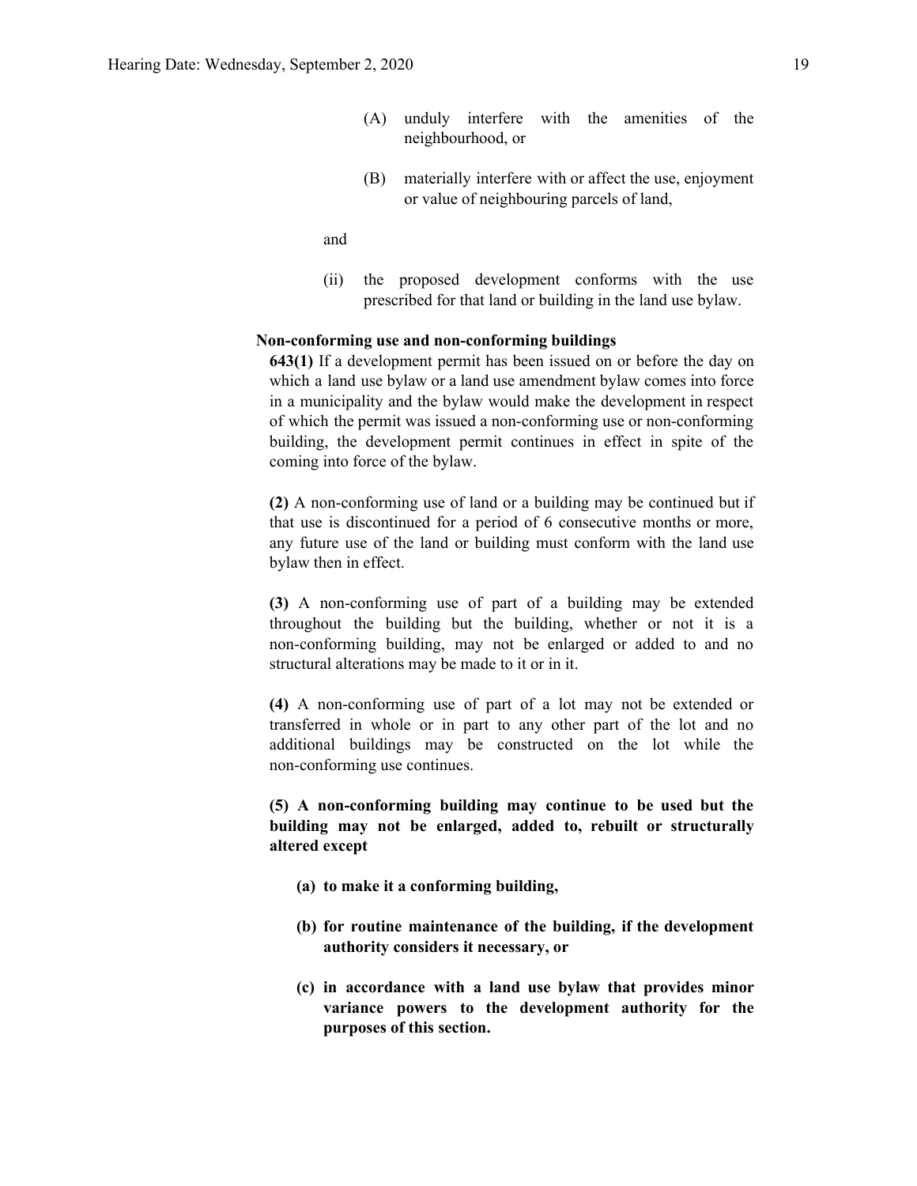(A) unduly interfere with the amenities of the neighbourhood, or

(B) materially interfere with or affect the use, enjoyment or value of neighbouring parcels of land,

and

(ii) the proposed development conforms with the use prescribed for that land or building in the land use bylaw.

**Non-conforming use and non-conforming buildings**

**643(1)** If a development permit has been issued on or before the day on which a land use bylaw or a land use amendment bylaw comes into force in a municipality and the bylaw would make the development in respect of which the permit was issued a non-conforming use or non-conforming building, the development permit continues in effect in spite of the coming into force of the bylaw.

**(2)** A non-conforming use of land or a building may be continued but if that use is discontinued for a period of 6 consecutive months or more, any future use of the land or building must conform with the land use bylaw then in effect.

**(3)** A non-conforming use of part of a building may be extended throughout the building but the building, whether or not it is a non-conforming building, may not be enlarged or added to and no structural alterations may be made to it or in it.

**(4)** A non-conforming use of part of a lot may not be extended or transferred in whole or in part to any other part of the lot and no additional buildings may be constructed on the lot while the non-conforming use continues.

**(5) A non-conforming building may continue to be used but the building may not be enlarged, added to, rebuilt or structurally altered except**

**(a) to make it a conforming building,**

**(b) for routine maintenance of the building, if the development authority considers it necessary, or**

**(c) in accordance with a land use bylaw that provides minor variance powers to the development authority for the purposes of this section.**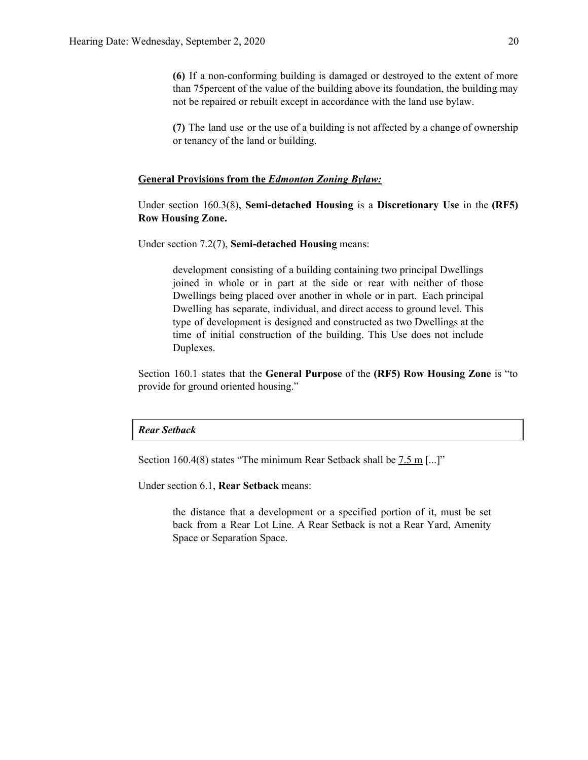> **(6)** If a non-conforming building is damaged or destroyed to the extent of more than 75percent of the value of the building above its foundation, the building may not be repaired or rebuilt except in accordance with the land use bylaw.
>
> **(7)** The land use or the use of a building is not affected by a change of ownership or tenancy of the land or building.

**General Provisions from the *Edmonton Zoning Bylaw:***

Under section 160.3(8), **Semi-detached Housing** is a **Discretionary Use** in the **(RF5) Row Housing Zone.**

Under section 7.2(7), **Semi-detached Housing** means:

> development consisting of a building containing two principal Dwellings joined in whole or in part at the side or rear with neither of those Dwellings being placed over another in whole or in part. Each principal Dwelling has separate, individual, and direct access to ground level. This type of development is designed and constructed as two Dwellings at the time of initial construction of the building. This Use does not include Duplexes.

Section 160.1 states that the **General Purpose** of the **(RF5) Row Housing Zone** is "to provide for ground oriented housing."

***Rear Setback***

Section 160.4(8) states "The minimum Rear Setback shall be 7.5 m [...]"

Under section 6.1, **Rear Setback** means:

> the distance that a development or a specified portion of it, must be set back from a Rear Lot Line. A Rear Setback is not a Rear Yard, Amenity Space or Separation Space.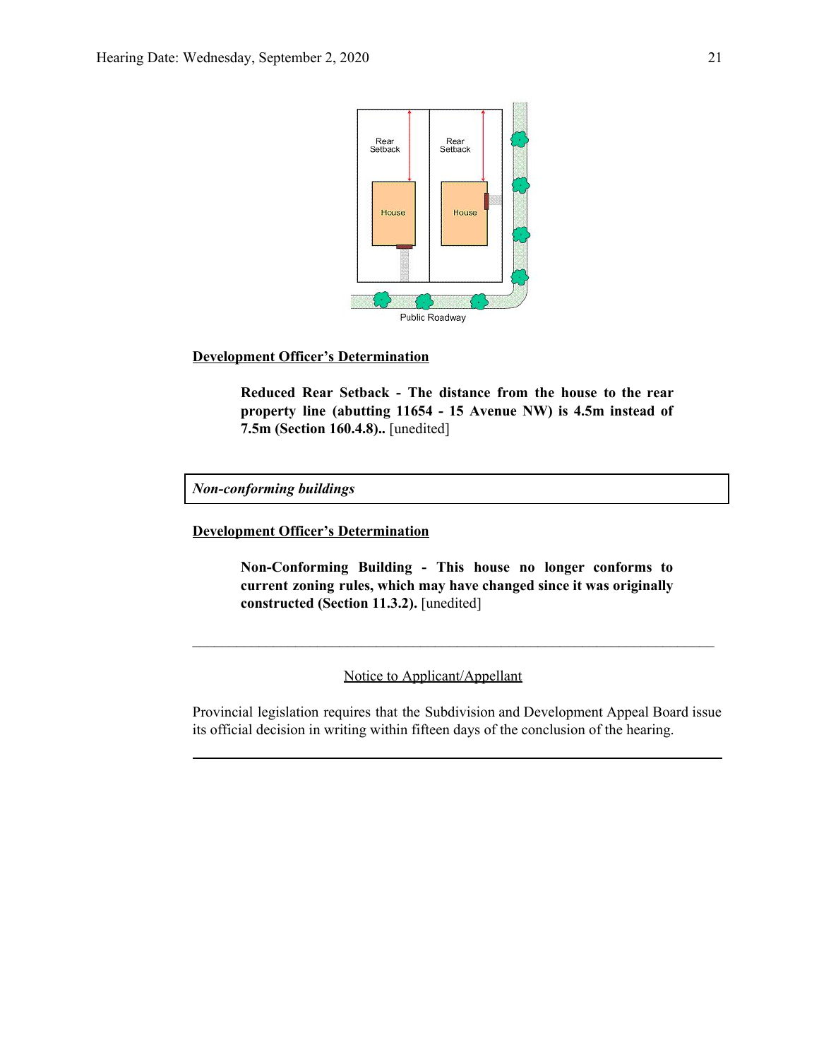**Development Officer's Determination**

> **Reduced Rear Setback - The distance from the house to the rear property line (abutting 11654 - 15 Avenue NW) is 4.5m instead of 7.5m (Section 160.4.8)..** [unedited]

| *Non-conforming buildings* |
| --- |

**Development Officer's Determination**

> **Non-Conforming Building - This house no longer conforms to current zoning rules, which may have changed since it was originally constructed (Section 11.3.2).** [unedited]

---

Notice to Applicant/Appellant

Provincial legislation requires that the Subdivision and Development Appeal Board issue its official decision in writing within fifteen days of the conclusion of the hearing.

---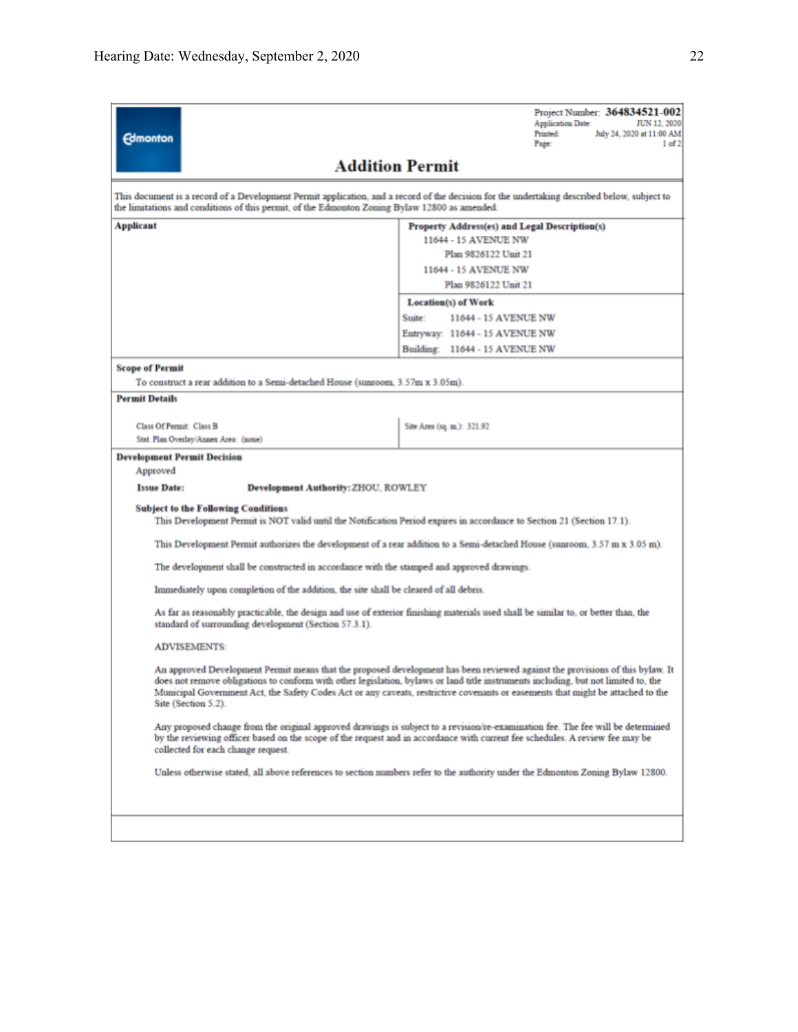Edmonton

Project Number: **364834521-002**
Application Date: JUN 12, 2020
Printed: July 24, 2020 at 11:00 AM
Page: 1 of 2

# Addition Permit

This document is a record of a Development Permit application, and a record of the decision for the undertaking described below, subject to the limitations and conditions of this permit, of the Edmonton Zoning Bylaw 12800 as amended.

| **Applicant** | **Property Address(es) and Legal Description(s)** |
|---|---|
| | 11644 - 15 AVENUE NW<br>Plan 9826122 Unit 21<br>11644 - 15 AVENUE NW<br>Plan 9826122 Unit 21 |
| | **Location(s) of Work**<br>Suite: 11644 - 15 AVENUE NW<br>Entryway: 11644 - 15 AVENUE NW<br>Building: 11644 - 15 AVENUE NW |

**Scope of Permit**

To construct a rear addition to a Semi-detached House (sunroom, 3.57m x 3.05m).

**Permit Details**

| | |
|---|---|
| Class Of Permit: Class B<br>Stat. Plan Overlay/Annex Area: (none) | Site Area (sq. m.): 321.92 |

**Development Permit Decision**

Approved

**Issue Date:** **Development Authority:** ZHOU, ROWLEY

**Subject to the Following Conditions**

This Development Permit is NOT valid until the Notification Period expires in accordance to Section 21 (Section 17.1).

This Development Permit authorizes the development of a rear addition to a Semi-detached House (sunroom, 3.57 m x 3.05 m).

The development shall be constructed in accordance with the stamped and approved drawings.

Immediately upon completion of the addition, the site shall be cleared of all debris.

As far as reasonably practicable, the design and use of exterior finishing materials used shall be similar to, or better than, the standard of surrounding development (Section 57.3.1).

ADVISEMENTS:

An approved Development Permit means that the proposed development has been reviewed against the provisions of this bylaw. It does not remove obligations to conform with other legislation, bylaws or land title instruments including, but not limited to, the Municipal Government Act, the Safety Codes Act or any caveats, restrictive covenants or easements that might be attached to the Site (Section 5.2).

Any proposed change from the original approved drawings is subject to a revision/re-examination fee. The fee will be determined by the reviewing officer based on the scope of the request and in accordance with current fee schedules. A review fee may be collected for each change request.

Unless otherwise stated, all above references to section numbers refer to the authority under the Edmonton Zoning Bylaw 12800.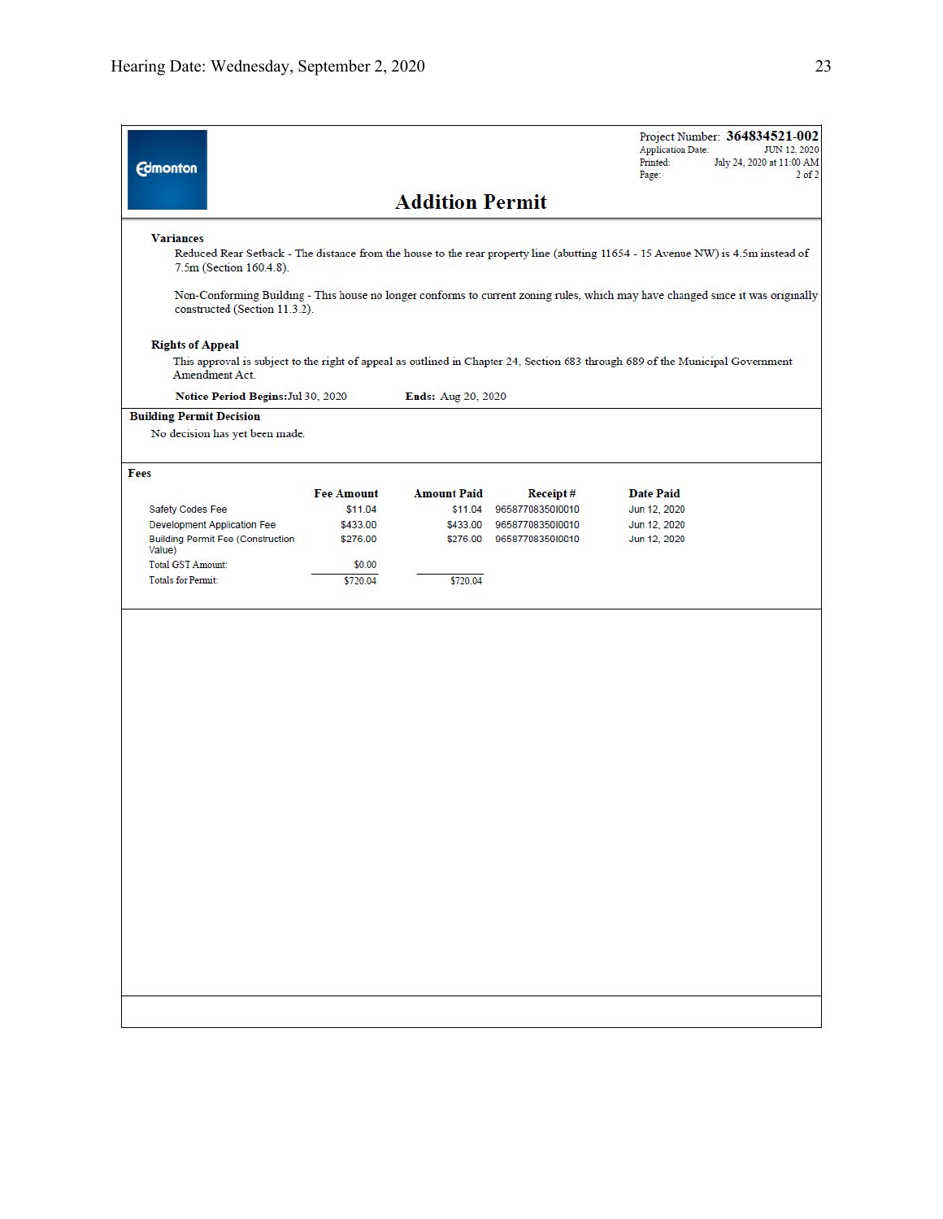Project Number: **364834521-002**
Application Date: JUN 12, 2020
Printed: July 24, 2020 at 11:00 AM
Page: 2 of 2

# Addition Permit

**Variances**

Reduced Rear Setback - The distance from the house to the rear property line (abutting 11654 - 15 Avenue NW) is 4.5m instead of 7.5m (Section 160.4.8).

Non-Conforming Building - This house no longer conforms to current zoning rules, which may have changed since it was originally constructed (Section 11.3.2).

**Rights of Appeal**

This approval is subject to the right of appeal as outlined in Chapter 24, Section 683 through 689 of the Municipal Government Amendment Act.

**Notice Period Begins:** Jul 30, 2020 **Ends:** Aug 20, 2020

**Building Permit Decision**

No decision has yet been made.

**Fees**

| | Fee Amount | Amount Paid | Receipt # | Date Paid |
|---|---|---|---|---|
| Safety Codes Fee | $11.04 | $11.04 | 965877083501001​0 | Jun 12, 2020 |
| Development Application Fee | $433.00 | $433.00 | 9658770835010010 | Jun 12, 2020 |
| Building Permit Fee (Construction Value) | $276.00 | $276.00 | 9658770835010010 | Jun 12, 2020 |
| Total GST Amount: | $0.00 | | | |
| Totals for Permit: | $720.04 | $720.04 | | |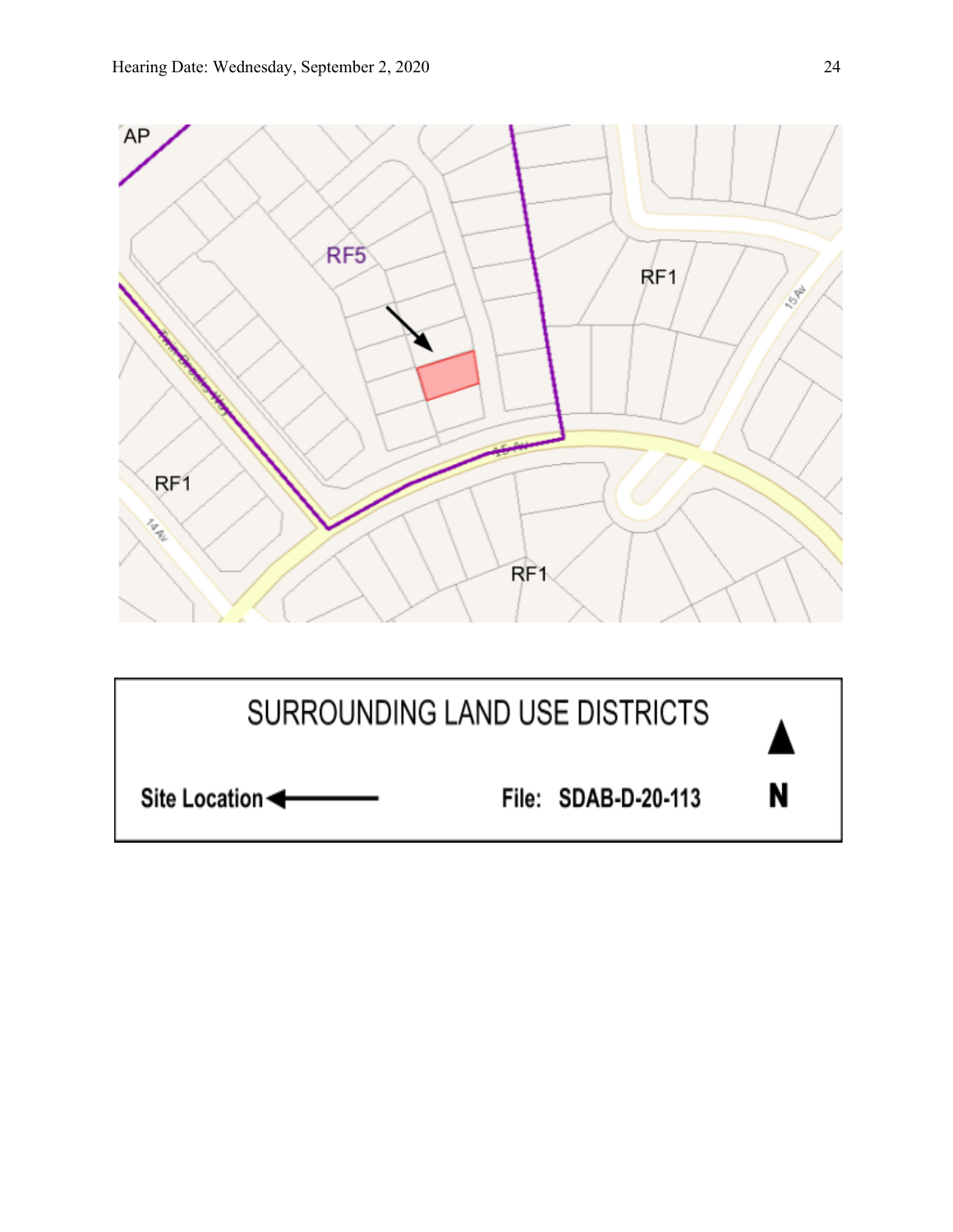AP

RF5

RF1

15 Av

Tufts Brook Way

15 Av

RF1

14 Av

RF1

SURROUNDING LAND USE DISTRICTS

Site Location

File: SDAB-D-20-113

N